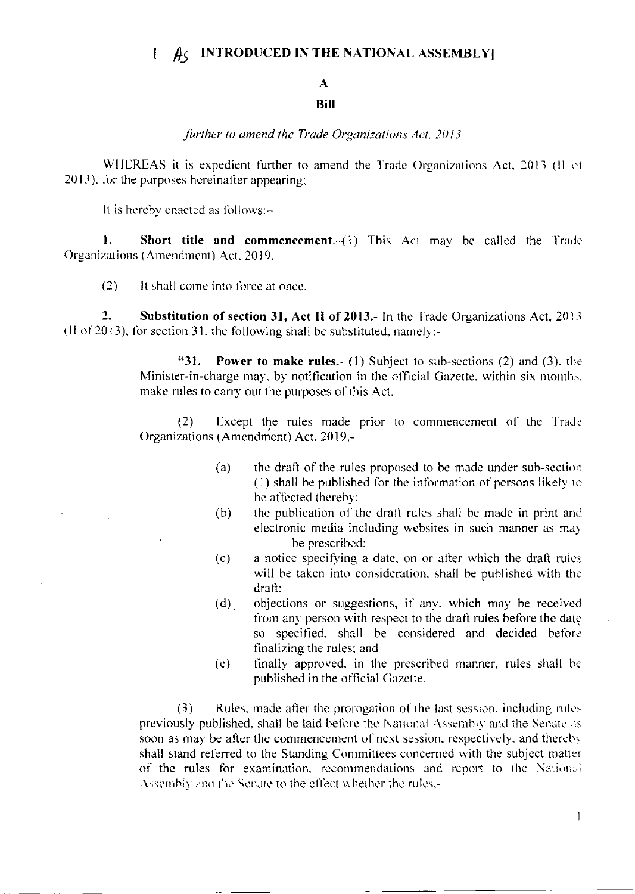[ As INTRODUCED IN THE NATIONAL ASSEMBLY]

# A

# Bill

*further to amend the Trade Organizations Act, 2013*

WHEREAS it is expedient further to amend the Trade Organizations Act, 2013 (II of 2013), for the purposes hereinafter appearing;

It is hereby enacted as follows:-

**1. Short title and commencement.**-(1) This Act may be called the Trade Organizations (Amendment) Act, 2019.

(2) It shall come into force at once.

**2. Substitution of section 31, Act II of 2013.**- In the Trade Organizations Act, 2013 (II of 2013), for section 31, the following shall be substituted, namely:-

> "**31. Power to make rules.**- (1) Subject to sub-sections (2) and (3), the Minister-in-charge may, by notification in the official Gazette, within six months, make rules to carry out the purposes of this Act.
>
> (2) Except the rules made prior to commencement of the Trade Organizations (Amendment) Act, 2019,-
>
> (a) the draft of the rules proposed to be made under sub-section (1) shall be published for the information of persons likely to be affected thereby;
>
> (b) the publication of the draft rules shall be made in print and electronic media including websites in such manner as may be prescribed;
>
> (c) a notice specifying a date, on or after which the draft rules will be taken into consideration, shall be published with the draft;
>
> (d) objections or suggestions, if any, which may be received from any person with respect to the draft rules before the date so specified, shall be considered and decided before finalizing the rules; and
>
> (e) finally approved, in the prescribed manner, rules shall be published in the official Gazette.
>
> (3) Rules, made after the prorogation of the last session, including rules previously published, shall be laid before the National Assembly and the Senate as soon as may be after the commencement of next session, respectively, and thereby shall stand referred to the Standing Committees concerned with the subject matter of the rules for examination, recommendations and report to the National Assembly and the Senate to the effect whether the rules,-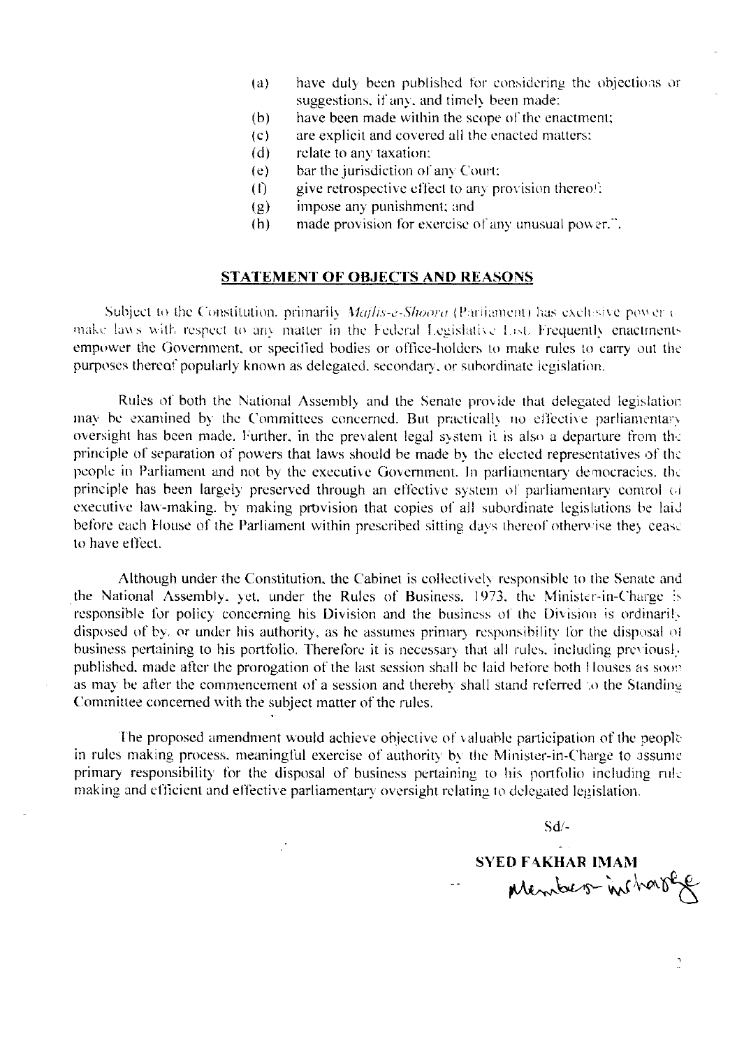(a) have duly been published for considering the objections or suggestions, if any, and timely been made;
(b) have been made within the scope of the enactment;
(c) are explicit and covered all the enacted matters;
(d) relate to any taxation;
(e) bar the jurisdiction of any Court;
(f) give retrospective effect to any provision thereof;
(g) impose any punishment; and
(h) made provision for exercise of any unusual power.".

## STATEMENT OF OBJECTS AND REASONS

Subject to the Constitution, primarily *Majlis-e-Shoora* (Parliament) has exclusive power to make laws with respect to any matter in the Federal Legislative List. Frequently enactments empower the Government, or specified bodies or office-holders to make rules to carry out the purposes thereof popularly known as delegated, secondary, or subordinate legislation.

Rules of both the National Assembly and the Senate provide that delegated legislation may be examined by the Committees concerned. But practically no effective parliamentary oversight has been made. Further, in the prevalent legal system it is also a departure from the principle of separation of powers that laws should be made by the elected representatives of the people in Parliament and not by the executive Government. In parliamentary democracies, the principle has been largely preserved through an effective system of parliamentary control of executive law-making, by making provision that copies of all subordinate legislations be laid before each House of the Parliament within prescribed sitting days thereof otherwise they cease to have effect.

Although under the Constitution, the Cabinet is collectively responsible to the Senate and the National Assembly, yet, under the Rules of Business, 1973, the Minister-in-Charge is responsible for policy concerning his Division and the business of the Division is ordinarily disposed of by, or under his authority, as he assumes primary responsibility for the disposal of business pertaining to his portfolio. Therefore it is necessary that all rules, including previously published, made after the prorogation of the last session shall be laid before both Houses as soon as may be after the commencement of a session and thereby shall stand referred to the Standing Committee concerned with the subject matter of the rules.

The proposed amendment would achieve objective of valuable participation of the people in rules making process, meaningful exercise of authority by the Minister-in-Charge to assume primary responsibility for the disposal of business pertaining to his portfolio including rule making and efficient and effective parliamentary oversight relating to delegated legislation.

Sd/-

**SYED FAKHAR IMAM**
Member-incharge